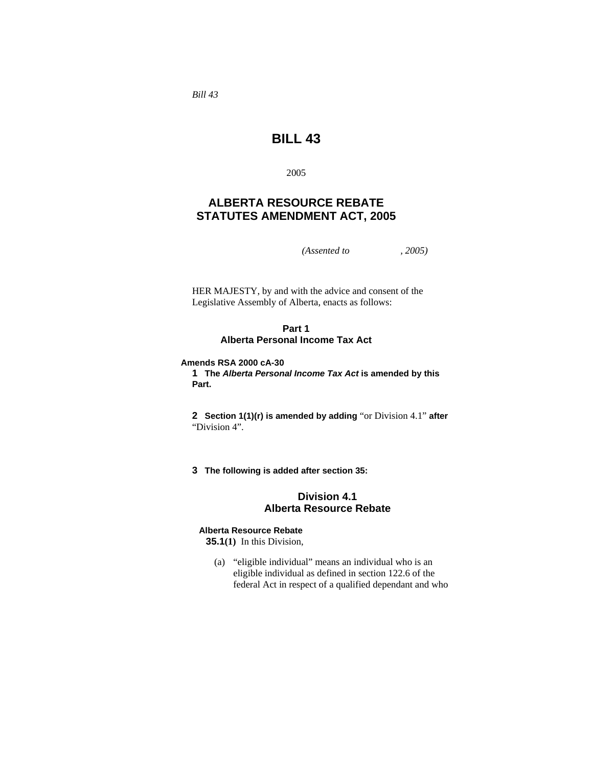*Bill 43*

# BILL 43

2005

## ALBERTA RESOURCE REBATE STATUTES AMENDMENT ACT, 2005

*(Assented to , 2005)*

HER MAJESTY, by and with the advice and consent of the Legislative Assembly of Alberta, enacts as follows:

### Part 1
### Alberta Personal Income Tax Act

**Amends RSA 2000 cA-30**

**1 The *Alberta Personal Income Tax Act* is amended by this Part.**

**2 Section 1(1)(r) is amended by adding** "or Division 4.1" **after** "Division 4".

**3 The following is added after section 35:**

### Division 4.1
### Alberta Resource Rebate

**Alberta Resource Rebate**

**35.1(1)** In this Division,

(a) "eligible individual" means an individual who is an eligible individual as defined in section 122.6 of the federal Act in respect of a qualified dependant and who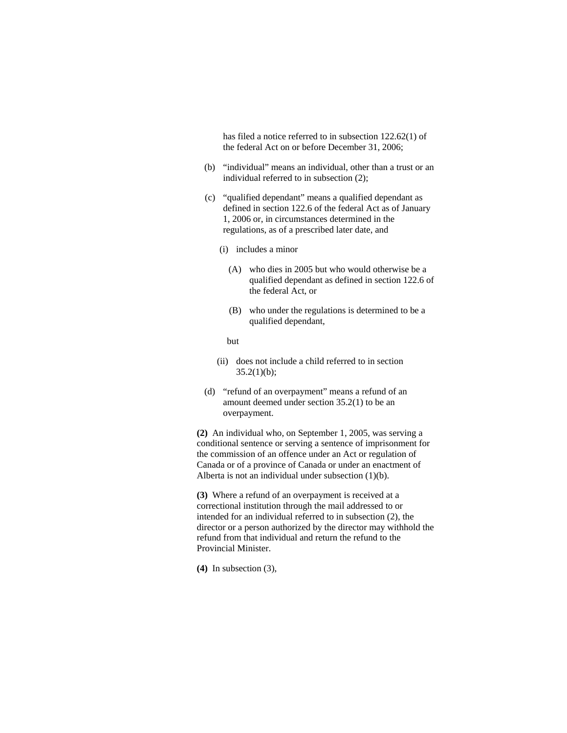has filed a notice referred to in subsection 122.62(1) of the federal Act on or before December 31, 2006;

(b) "individual" means an individual, other than a trust or an individual referred to in subsection (2);

(c) "qualified dependant" means a qualified dependant as defined in section 122.6 of the federal Act as of January 1, 2006 or, in circumstances determined in the regulations, as of a prescribed later date, and

(i) includes a minor

(A) who dies in 2005 but who would otherwise be a qualified dependant as defined in section 122.6 of the federal Act, or

(B) who under the regulations is determined to be a qualified dependant,

but

(ii) does not include a child referred to in section 35.2(1)(b);

(d) "refund of an overpayment" means a refund of an amount deemed under section 35.2(1) to be an overpayment.

**(2)** An individual who, on September 1, 2005, was serving a conditional sentence or serving a sentence of imprisonment for the commission of an offence under an Act or regulation of Canada or of a province of Canada or under an enactment of Alberta is not an individual under subsection (1)(b).

**(3)** Where a refund of an overpayment is received at a correctional institution through the mail addressed to or intended for an individual referred to in subsection (2), the director or a person authorized by the director may withhold the refund from that individual and return the refund to the Provincial Minister.

**(4)** In subsection (3),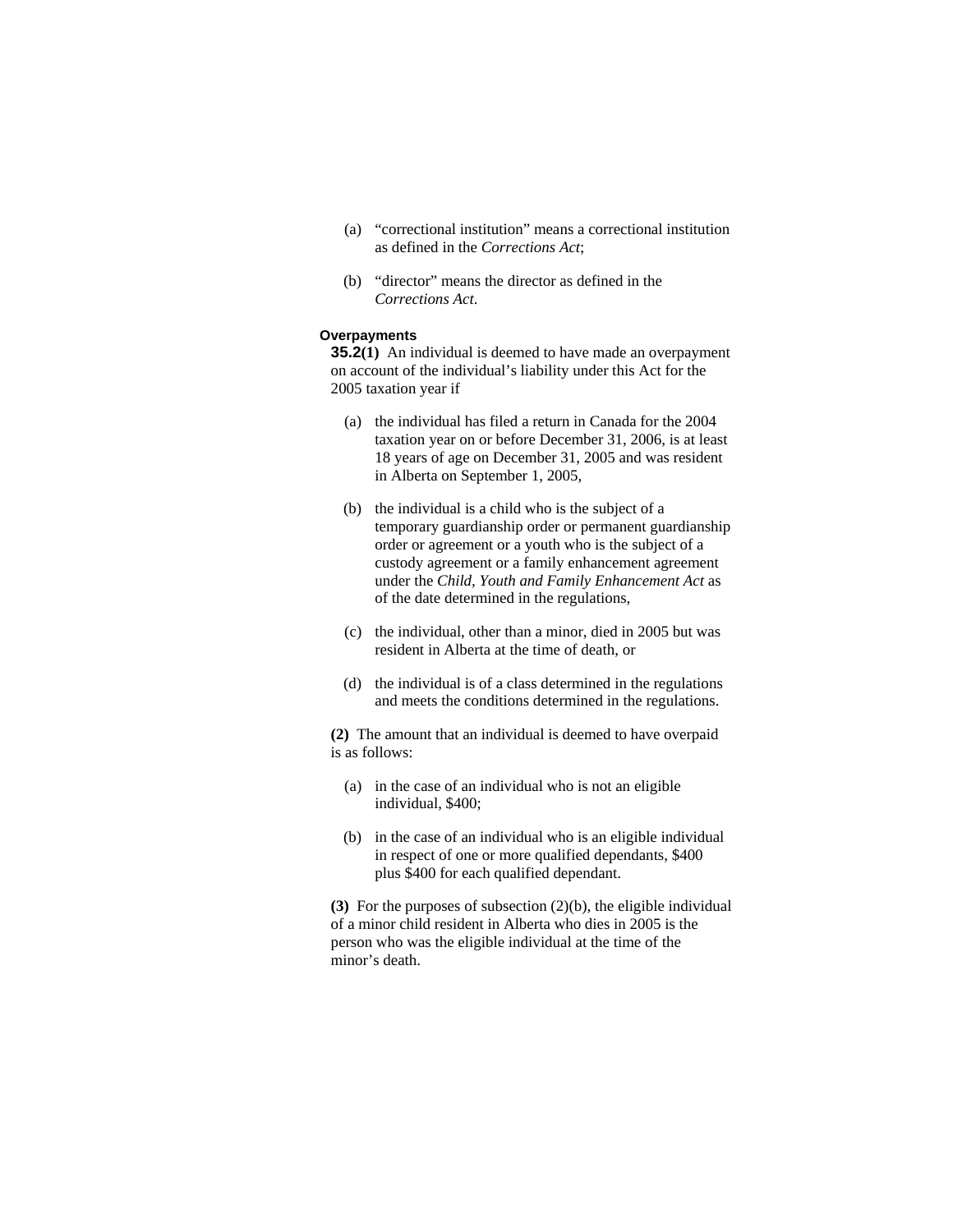(a) "correctional institution" means a correctional institution as defined in the *Corrections Act*;

(b) "director" means the director as defined in the *Corrections Act*.

**Overpayments**

**35.2(1)** An individual is deemed to have made an overpayment on account of the individual's liability under this Act for the 2005 taxation year if

(a) the individual has filed a return in Canada for the 2004 taxation year on or before December 31, 2006, is at least 18 years of age on December 31, 2005 and was resident in Alberta on September 1, 2005,

(b) the individual is a child who is the subject of a temporary guardianship order or permanent guardianship order or agreement or a youth who is the subject of a custody agreement or a family enhancement agreement under the *Child, Youth and Family Enhancement Act* as of the date determined in the regulations,

(c) the individual, other than a minor, died in 2005 but was resident in Alberta at the time of death, or

(d) the individual is of a class determined in the regulations and meets the conditions determined in the regulations.

**(2)** The amount that an individual is deemed to have overpaid is as follows:

(a) in the case of an individual who is not an eligible individual, $400;

(b) in the case of an individual who is an eligible individual in respect of one or more qualified dependants, $400 plus $400 for each qualified dependant.

**(3)** For the purposes of subsection (2)(b), the eligible individual of a minor child resident in Alberta who dies in 2005 is the person who was the eligible individual at the time of the minor's death.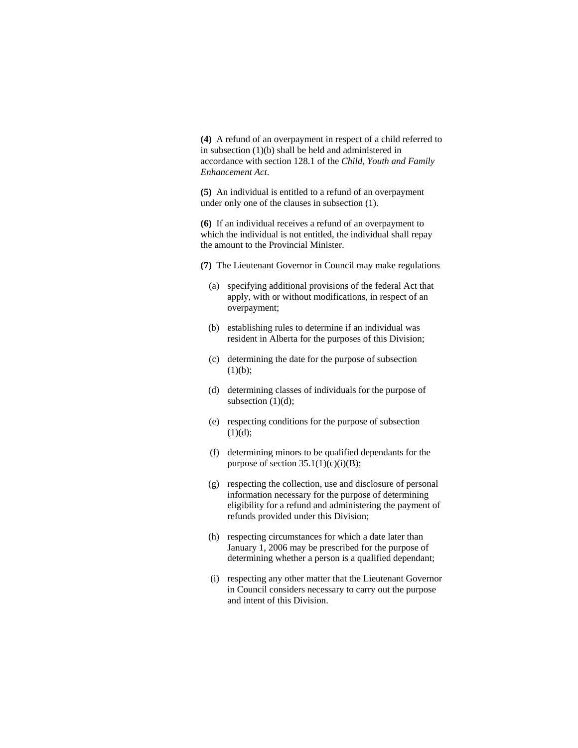**(4)** A refund of an overpayment in respect of a child referred to in subsection (1)(b) shall be held and administered in accordance with section 128.1 of the *Child, Youth and Family Enhancement Act*.

**(5)** An individual is entitled to a refund of an overpayment under only one of the clauses in subsection (1).

**(6)** If an individual receives a refund of an overpayment to which the individual is not entitled, the individual shall repay the amount to the Provincial Minister.

**(7)** The Lieutenant Governor in Council may make regulations

- (a) specifying additional provisions of the federal Act that apply, with or without modifications, in respect of an overpayment;
- (b) establishing rules to determine if an individual was resident in Alberta for the purposes of this Division;
- (c) determining the date for the purpose of subsection (1)(b);
- (d) determining classes of individuals for the purpose of subsection (1)(d);
- (e) respecting conditions for the purpose of subsection (1)(d);
- (f) determining minors to be qualified dependants for the purpose of section 35.1(1)(c)(i)(B);
- (g) respecting the collection, use and disclosure of personal information necessary for the purpose of determining eligibility for a refund and administering the payment of refunds provided under this Division;
- (h) respecting circumstances for which a date later than January 1, 2006 may be prescribed for the purpose of determining whether a person is a qualified dependant;
- (i) respecting any other matter that the Lieutenant Governor in Council considers necessary to carry out the purpose and intent of this Division.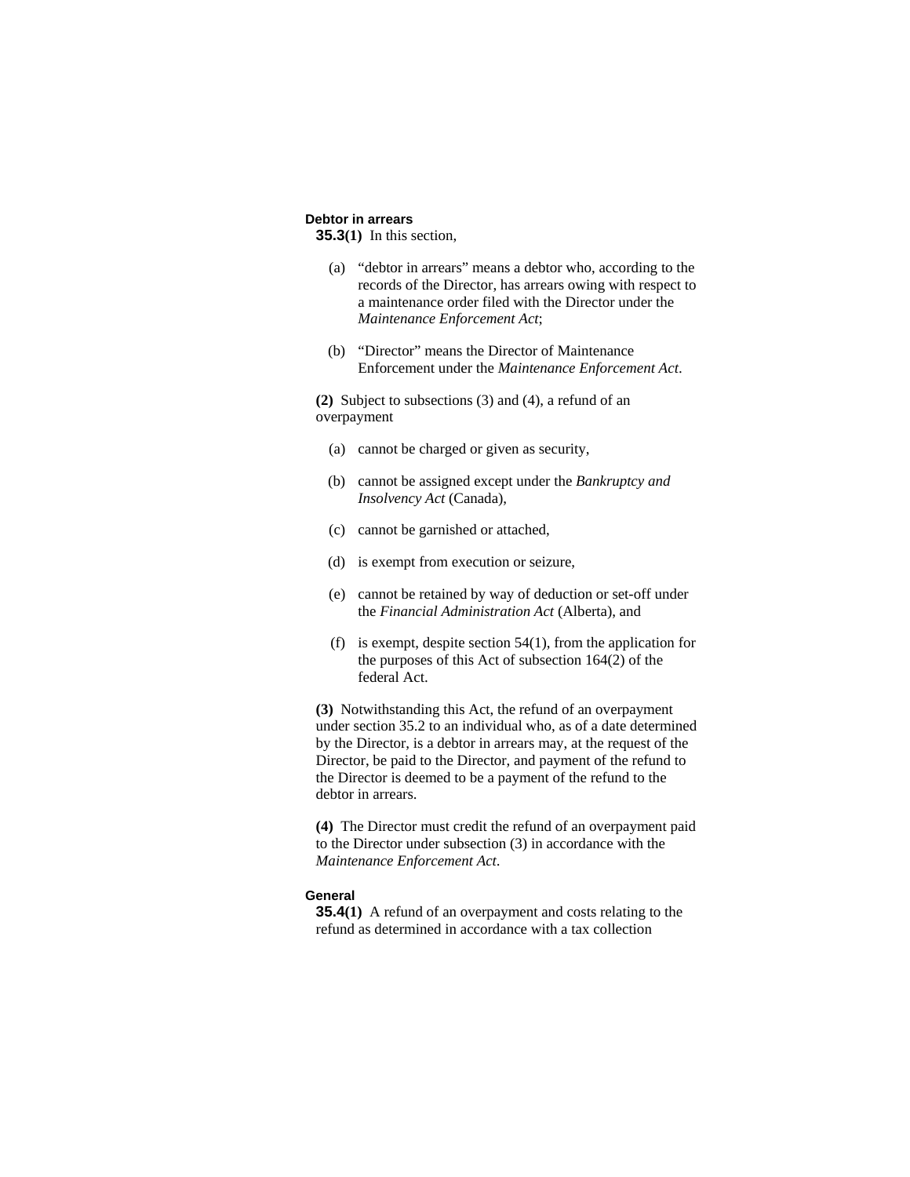### Debtor in arrears

**35.3(1)** In this section,

- (a) "debtor in arrears" means a debtor who, according to the records of the Director, has arrears owing with respect to a maintenance order filed with the Director under the *Maintenance Enforcement Act*;
- (b) "Director" means the Director of Maintenance Enforcement under the *Maintenance Enforcement Act*.

**(2)** Subject to subsections (3) and (4), a refund of an overpayment

- (a) cannot be charged or given as security,
- (b) cannot be assigned except under the *Bankruptcy and Insolvency Act* (Canada),
- (c) cannot be garnished or attached,
- (d) is exempt from execution or seizure,
- (e) cannot be retained by way of deduction or set-off under the *Financial Administration Act* (Alberta), and
- (f) is exempt, despite section 54(1), from the application for the purposes of this Act of subsection 164(2) of the federal Act.

**(3)** Notwithstanding this Act, the refund of an overpayment under section 35.2 to an individual who, as of a date determined by the Director, is a debtor in arrears may, at the request of the Director, be paid to the Director, and payment of the refund to the Director is deemed to be a payment of the refund to the debtor in arrears.

**(4)** The Director must credit the refund of an overpayment paid to the Director under subsection (3) in accordance with the *Maintenance Enforcement Act*.

### General

**35.4(1)** A refund of an overpayment and costs relating to the refund as determined in accordance with a tax collection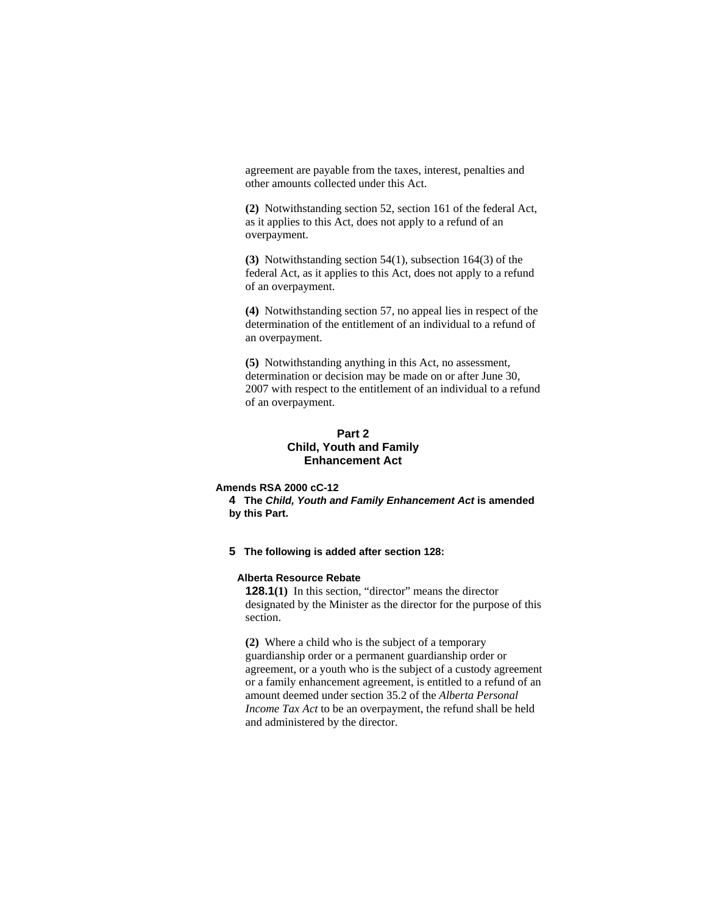agreement are payable from the taxes, interest, penalties and other amounts collected under this Act.

**(2)** Notwithstanding section 52, section 161 of the federal Act, as it applies to this Act, does not apply to a refund of an overpayment.

**(3)** Notwithstanding section 54(1), subsection 164(3) of the federal Act, as it applies to this Act, does not apply to a refund of an overpayment.

**(4)** Notwithstanding section 57, no appeal lies in respect of the determination of the entitlement of an individual to a refund of an overpayment.

**(5)** Notwithstanding anything in this Act, no assessment, determination or decision may be made on or after June 30, 2007 with respect to the entitlement of an individual to a refund of an overpayment.

## Part 2
## Child, Youth and Family Enhancement Act

**Amends RSA 2000 cC-12**

**4** **The *Child, Youth and Family Enhancement Act* is amended by this Part.**

**5** **The following is added after section 128:**

**Alberta Resource Rebate**

**128.1(1)** In this section, "director" means the director designated by the Minister as the director for the purpose of this section.

**(2)** Where a child who is the subject of a temporary guardianship order or a permanent guardianship order or agreement, or a youth who is the subject of a custody agreement or a family enhancement agreement, is entitled to a refund of an amount deemed under section 35.2 of the *Alberta Personal Income Tax Act* to be an overpayment, the refund shall be held and administered by the director.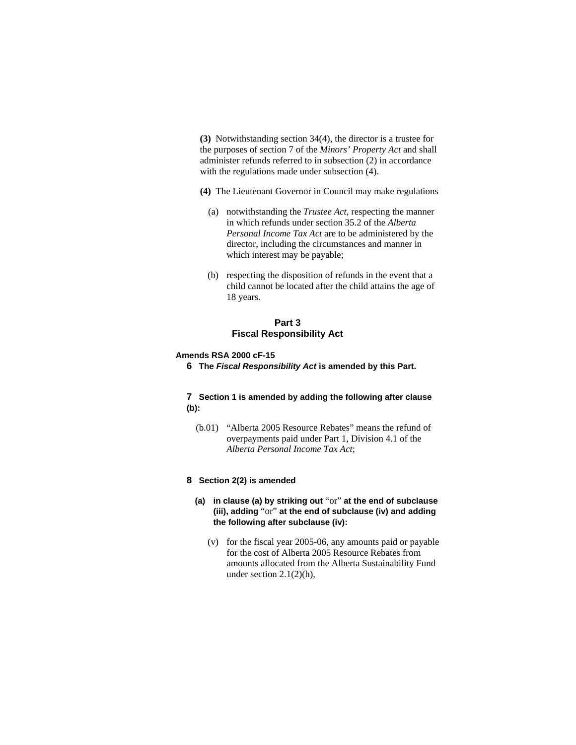**(3)** Notwithstanding section 34(4), the director is a trustee for the purposes of section 7 of the *Minors' Property Act* and shall administer refunds referred to in subsection (2) in accordance with the regulations made under subsection (4).

**(4)** The Lieutenant Governor in Council may make regulations

(a) notwithstanding the *Trustee Act*, respecting the manner in which refunds under section 35.2 of the *Alberta Personal Income Tax Act* are to be administered by the director, including the circumstances and manner in which interest may be payable;

(b) respecting the disposition of refunds in the event that a child cannot be located after the child attains the age of 18 years.

## Part 3
## Fiscal Responsibility Act

**Amends RSA 2000 cF-15**

**6** **The *Fiscal Responsibility Act* is amended by this Part.**

**7** **Section 1 is amended by adding the following after clause (b):**

(b.01) "Alberta 2005 Resource Rebates" means the refund of overpayments paid under Part 1, Division 4.1 of the *Alberta Personal Income Tax Act*;

**8** **Section 2(2) is amended**

**(a)** **in clause (a) by striking out** "or" **at the end of subclause (iii), adding** "or" **at the end of subclause (iv) and adding the following after subclause (iv):**

(v) for the fiscal year 2005-06, any amounts paid or payable for the cost of Alberta 2005 Resource Rebates from amounts allocated from the Alberta Sustainability Fund under section 2.1(2)(h),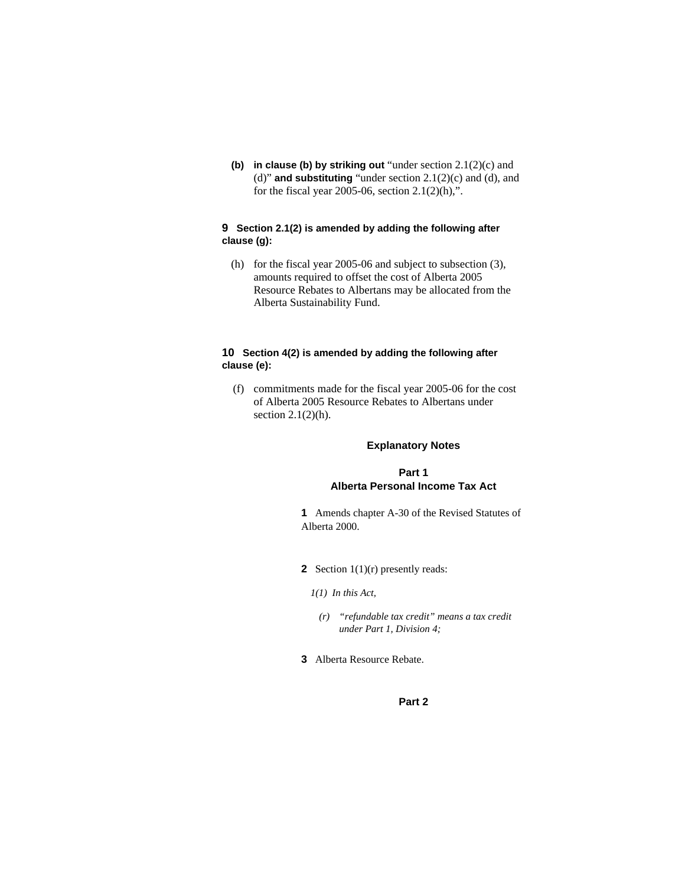**(b) in clause (b) by striking out** "under section 2.1(2)(c) and (d)" **and substituting** "under section 2.1(2)(c) and (d), and for the fiscal year 2005-06, section 2.1(2)(h),".

**9 Section 2.1(2) is amended by adding the following after clause (g):**

(h) for the fiscal year 2005-06 and subject to subsection (3), amounts required to offset the cost of Alberta 2005 Resource Rebates to Albertans may be allocated from the Alberta Sustainability Fund.

**10 Section 4(2) is amended by adding the following after clause (e):**

(f) commitments made for the fiscal year 2005-06 for the cost of Alberta 2005 Resource Rebates to Albertans under section 2.1(2)(h).

## Explanatory Notes

### Part 1
### Alberta Personal Income Tax Act

**1** Amends chapter A-30 of the Revised Statutes of Alberta 2000.

**2** Section 1(1)(r) presently reads:

*1(1) In this Act,*

*(r) "refundable tax credit" means a tax credit under Part 1, Division 4;*

**3** Alberta Resource Rebate.

### Part 2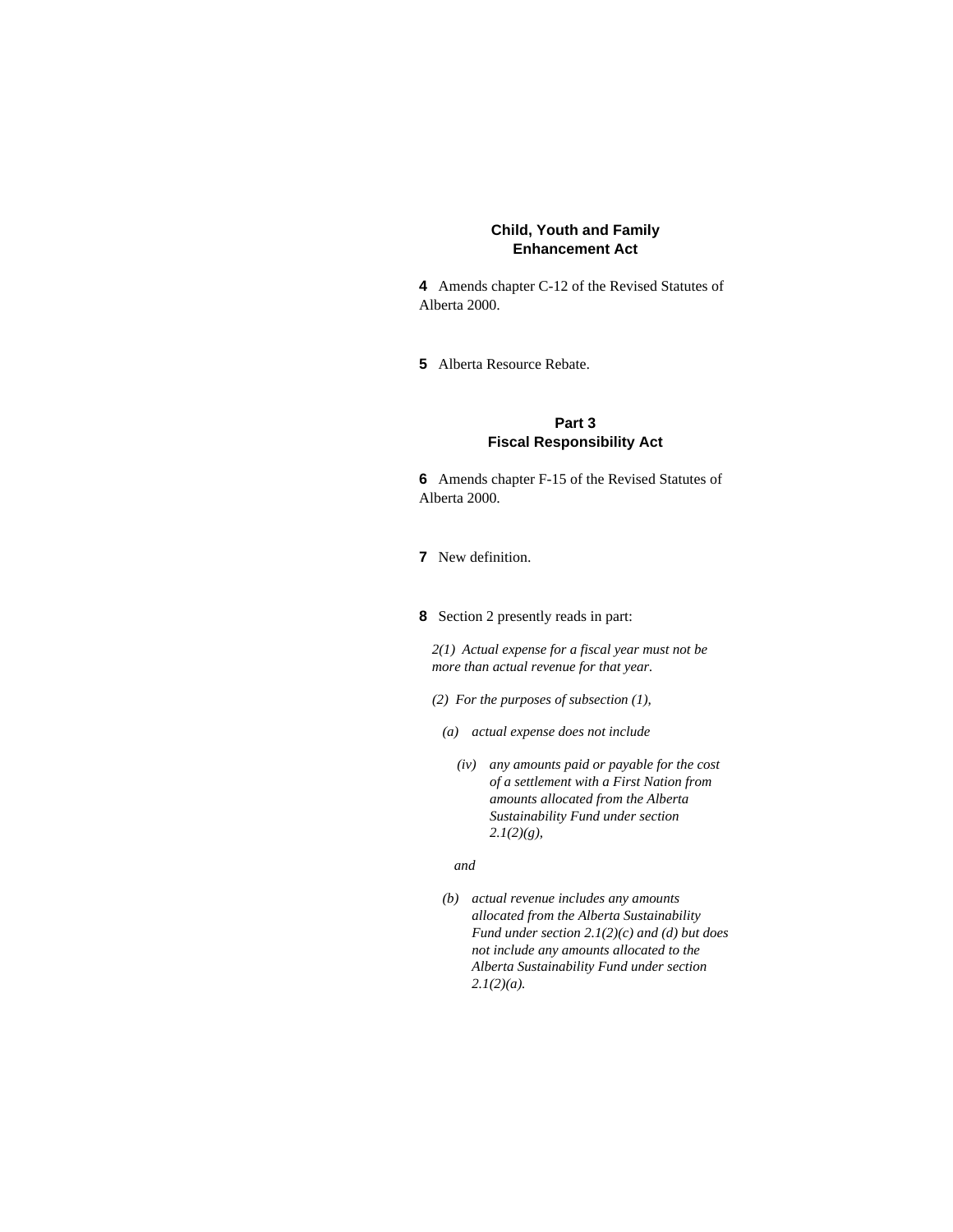### Child, Youth and Family Enhancement Act

**4** Amends chapter C-12 of the Revised Statutes of Alberta 2000.

**5** Alberta Resource Rebate.

## Part 3
## Fiscal Responsibility Act

**6** Amends chapter F-15 of the Revised Statutes of Alberta 2000.

**7** New definition.

**8** Section 2 presently reads in part:

*2(1) Actual expense for a fiscal year must not be more than actual revenue for that year.*

*(2) For the purposes of subsection (1),*

*(a) actual expense does not include*

*(iv) any amounts paid or payable for the cost of a settlement with a First Nation from amounts allocated from the Alberta Sustainability Fund under section 2.1(2)(g),*

*and*

*(b) actual revenue includes any amounts allocated from the Alberta Sustainability Fund under section 2.1(2)(c) and (d) but does not include any amounts allocated to the Alberta Sustainability Fund under section 2.1(2)(a).*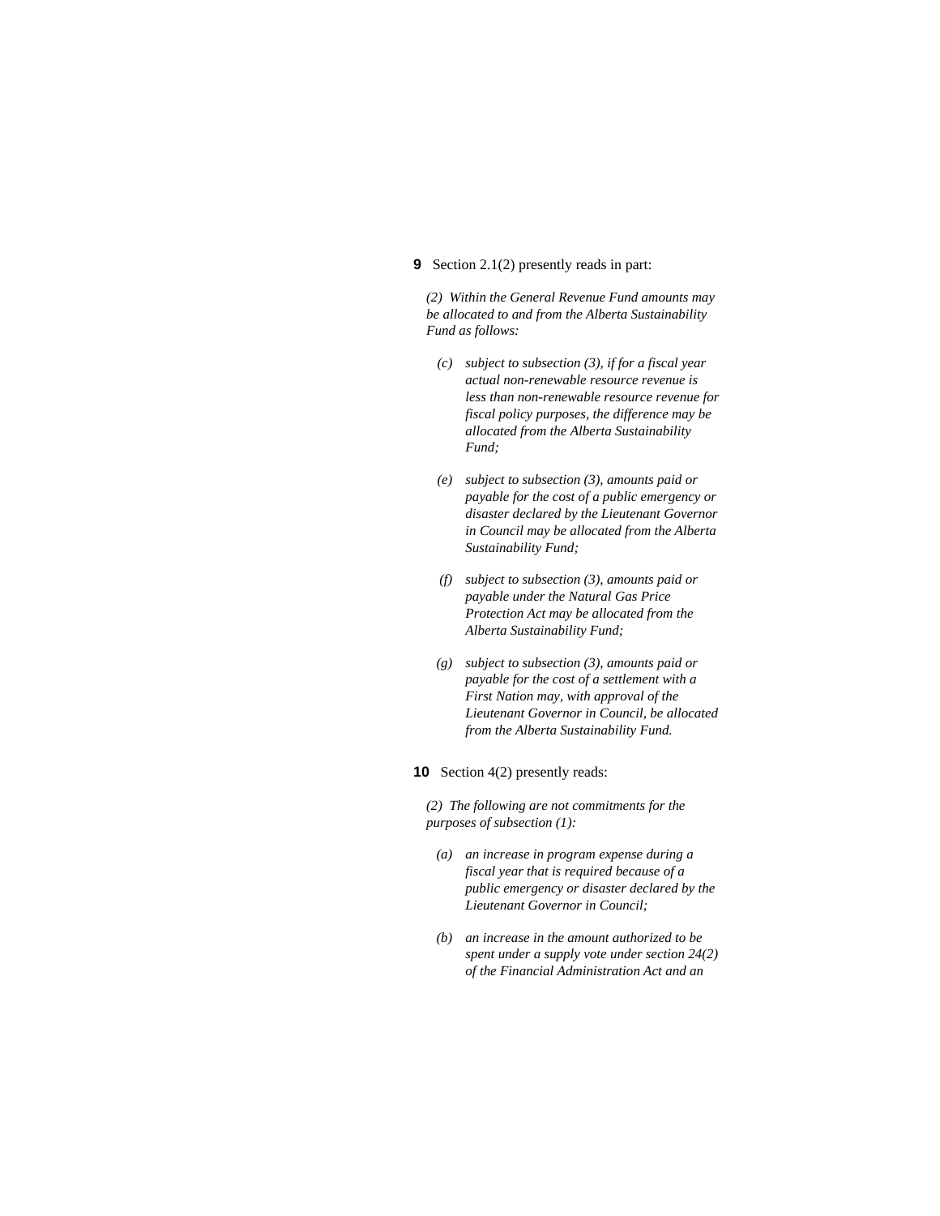**9** Section 2.1(2) presently reads in part:

*(2) Within the General Revenue Fund amounts may be allocated to and from the Alberta Sustainability Fund as follows:*

*(c) subject to subsection (3), if for a fiscal year actual non-renewable resource revenue is less than non-renewable resource revenue for fiscal policy purposes, the difference may be allocated from the Alberta Sustainability Fund;*

*(e) subject to subsection (3), amounts paid or payable for the cost of a public emergency or disaster declared by the Lieutenant Governor in Council may be allocated from the Alberta Sustainability Fund;*

*(f) subject to subsection (3), amounts paid or payable under the Natural Gas Price Protection Act may be allocated from the Alberta Sustainability Fund;*

*(g) subject to subsection (3), amounts paid or payable for the cost of a settlement with a First Nation may, with approval of the Lieutenant Governor in Council, be allocated from the Alberta Sustainability Fund.*

**10** Section 4(2) presently reads:

*(2) The following are not commitments for the purposes of subsection (1):*

*(a) an increase in program expense during a fiscal year that is required because of a public emergency or disaster declared by the Lieutenant Governor in Council;*

*(b) an increase in the amount authorized to be spent under a supply vote under section 24(2) of the Financial Administration Act and an*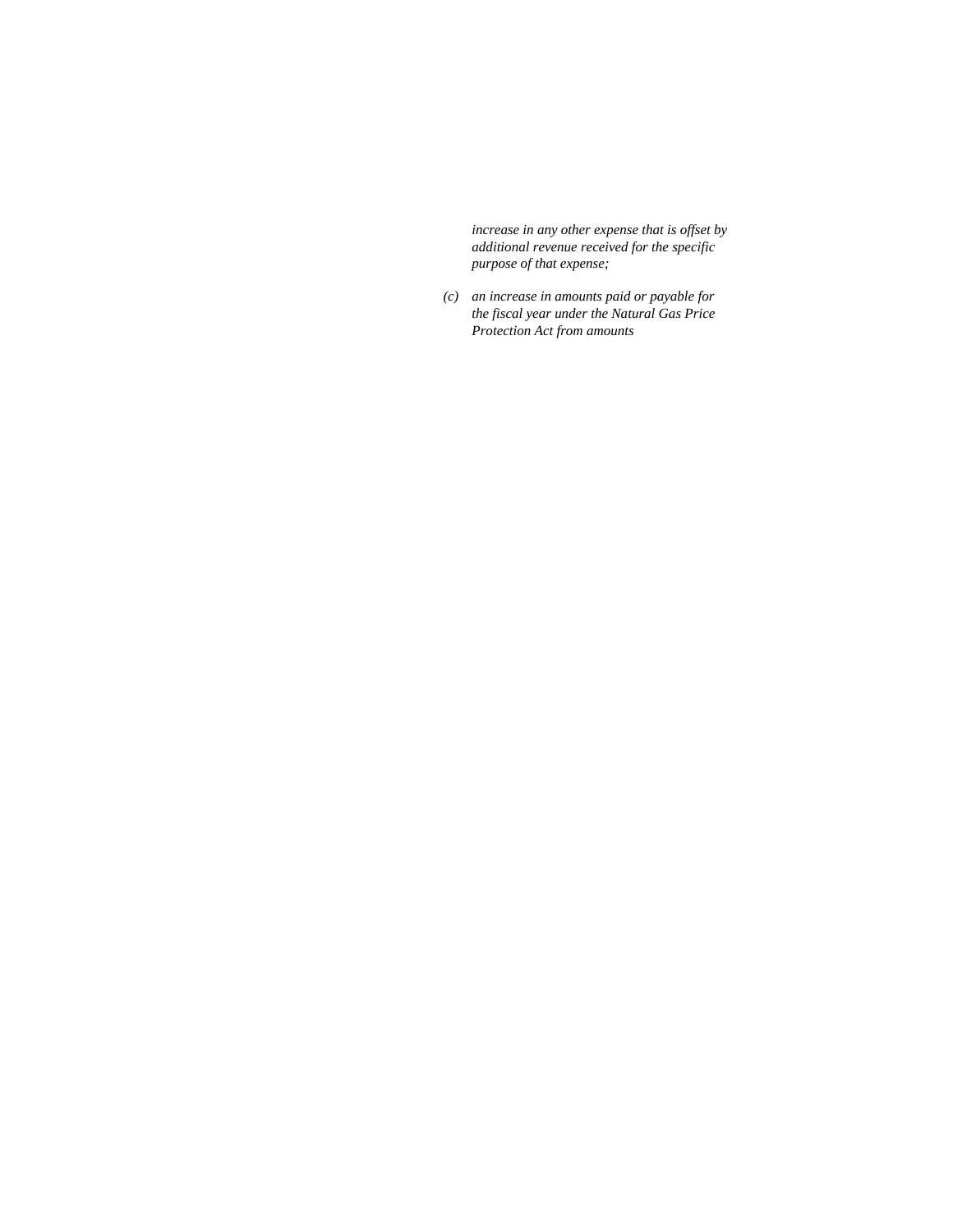*increase in any other expense that is offset by additional revenue received for the specific purpose of that expense;*

*(c) an increase in amounts paid or payable for the fiscal year under the Natural Gas Price Protection Act from amounts*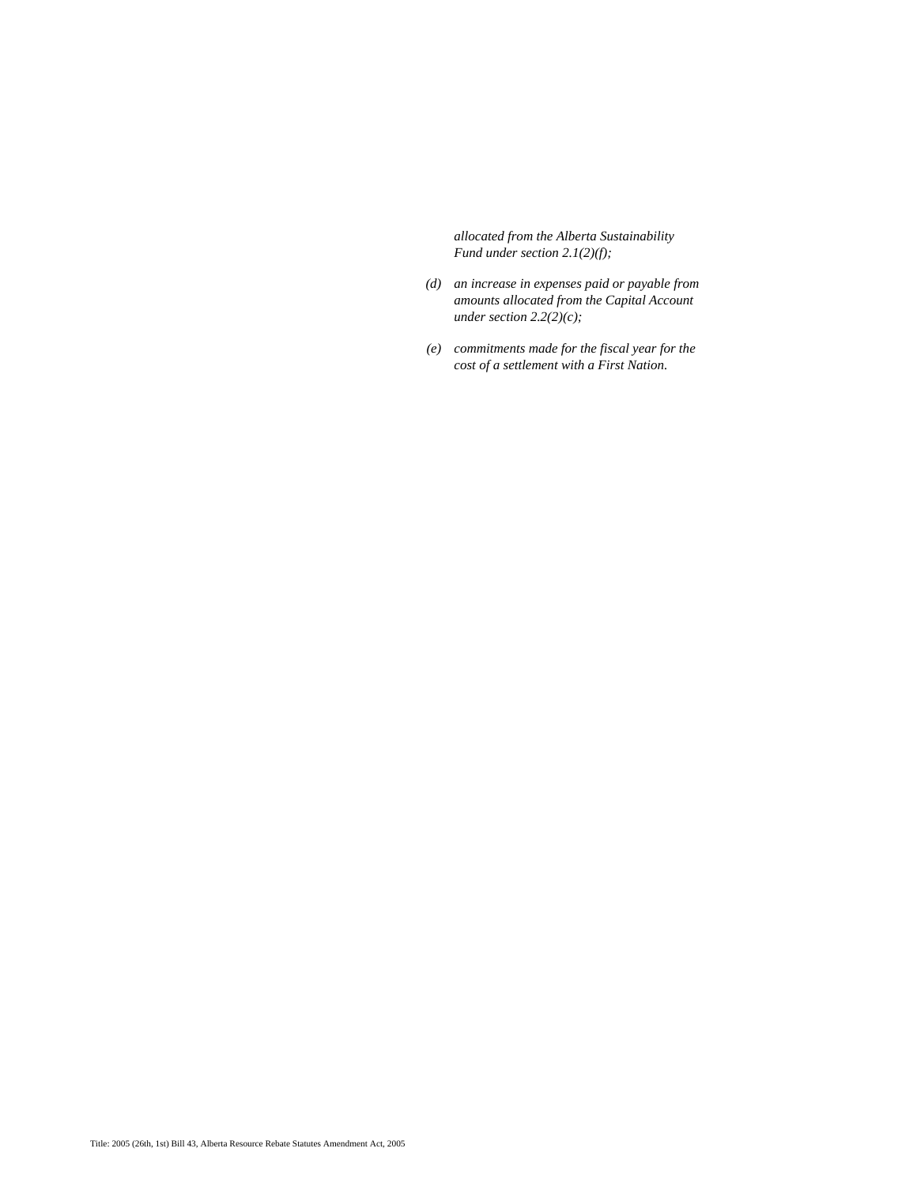*allocated from the Alberta Sustainability Fund under section 2.1(2)(f);*

*(d) an increase in expenses paid or payable from amounts allocated from the Capital Account under section 2.2(2)(c);*

*(e) commitments made for the fiscal year for the cost of a settlement with a First Nation.*